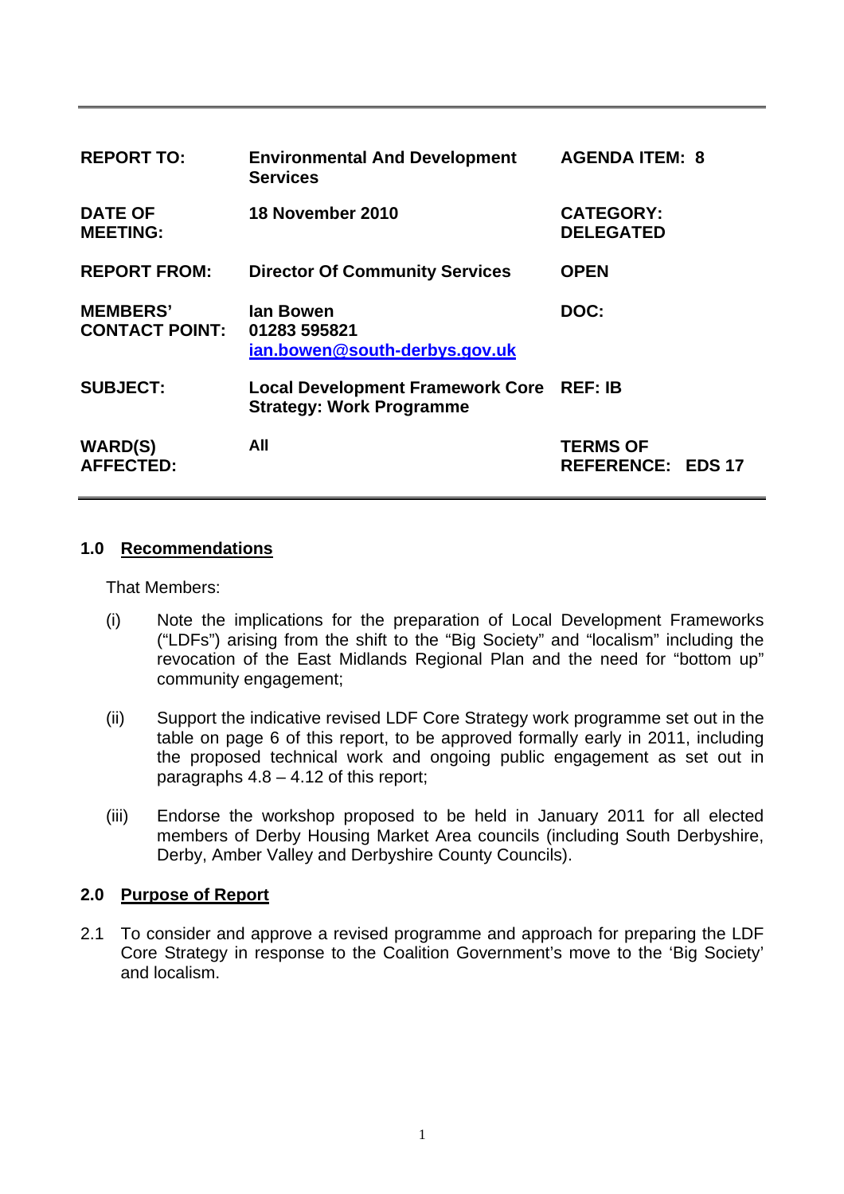| | | |
|---|---|---|
| **REPORT TO:** | **Environmental And Development Services** | **AGENDA ITEM: 8** |
| **DATE OF MEETING:** | **18 November 2010** | **CATEGORY: DELEGATED** |
| **REPORT FROM:** | **Director Of Community Services** | **OPEN** |
| **MEMBERS' CONTACT POINT:** | **Ian Bowen**<br>**01283 595821**<br>**ian.bowen@south-derbys.gov.uk** | **DOC:** |
| **SUBJECT:** | **Local Development Framework Core Strategy: Work Programme** | **REF: IB** |
| **WARD(S) AFFECTED:** | **All** | **TERMS OF REFERENCE: EDS 17** |

## 1.0 Recommendations

That Members:

(i) Note the implications for the preparation of Local Development Frameworks ("LDFs") arising from the shift to the "Big Society" and "localism" including the revocation of the East Midlands Regional Plan and the need for "bottom up" community engagement;

(ii) Support the indicative revised LDF Core Strategy work programme set out in the table on page 6 of this report, to be approved formally early in 2011, including the proposed technical work and ongoing public engagement as set out in paragraphs 4.8 – 4.12 of this report;

(iii) Endorse the workshop proposed to be held in January 2011 for all elected members of Derby Housing Market Area councils (including South Derbyshire, Derby, Amber Valley and Derbyshire County Councils).

## 2.0 Purpose of Report

2.1 To consider and approve a revised programme and approach for preparing the LDF Core Strategy in response to the Coalition Government's move to the 'Big Society' and localism.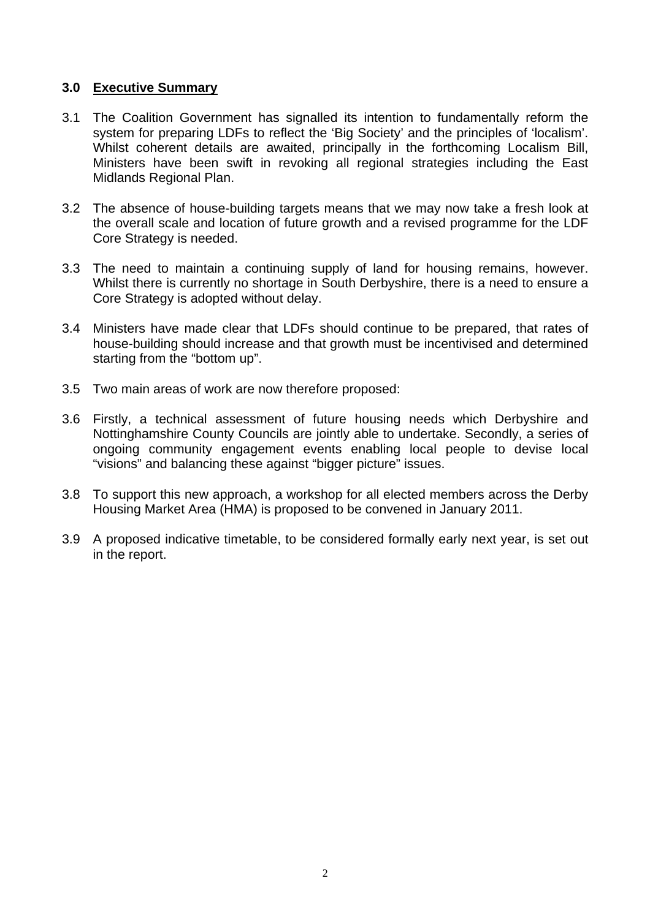## 3.0 Executive Summary

3.1 The Coalition Government has signalled its intention to fundamentally reform the system for preparing LDFs to reflect the 'Big Society' and the principles of 'localism'. Whilst coherent details are awaited, principally in the forthcoming Localism Bill, Ministers have been swift in revoking all regional strategies including the East Midlands Regional Plan.

3.2 The absence of house-building targets means that we may now take a fresh look at the overall scale and location of future growth and a revised programme for the LDF Core Strategy is needed.

3.3 The need to maintain a continuing supply of land for housing remains, however. Whilst there is currently no shortage in South Derbyshire, there is a need to ensure a Core Strategy is adopted without delay.

3.4 Ministers have made clear that LDFs should continue to be prepared, that rates of house-building should increase and that growth must be incentivised and determined starting from the "bottom up".

3.5 Two main areas of work are now therefore proposed:

3.6 Firstly, a technical assessment of future housing needs which Derbyshire and Nottinghamshire County Councils are jointly able to undertake. Secondly, a series of ongoing community engagement events enabling local people to devise local "visions" and balancing these against "bigger picture" issues.

3.8 To support this new approach, a workshop for all elected members across the Derby Housing Market Area (HMA) is proposed to be convened in January 2011.

3.9 A proposed indicative timetable, to be considered formally early next year, is set out in the report.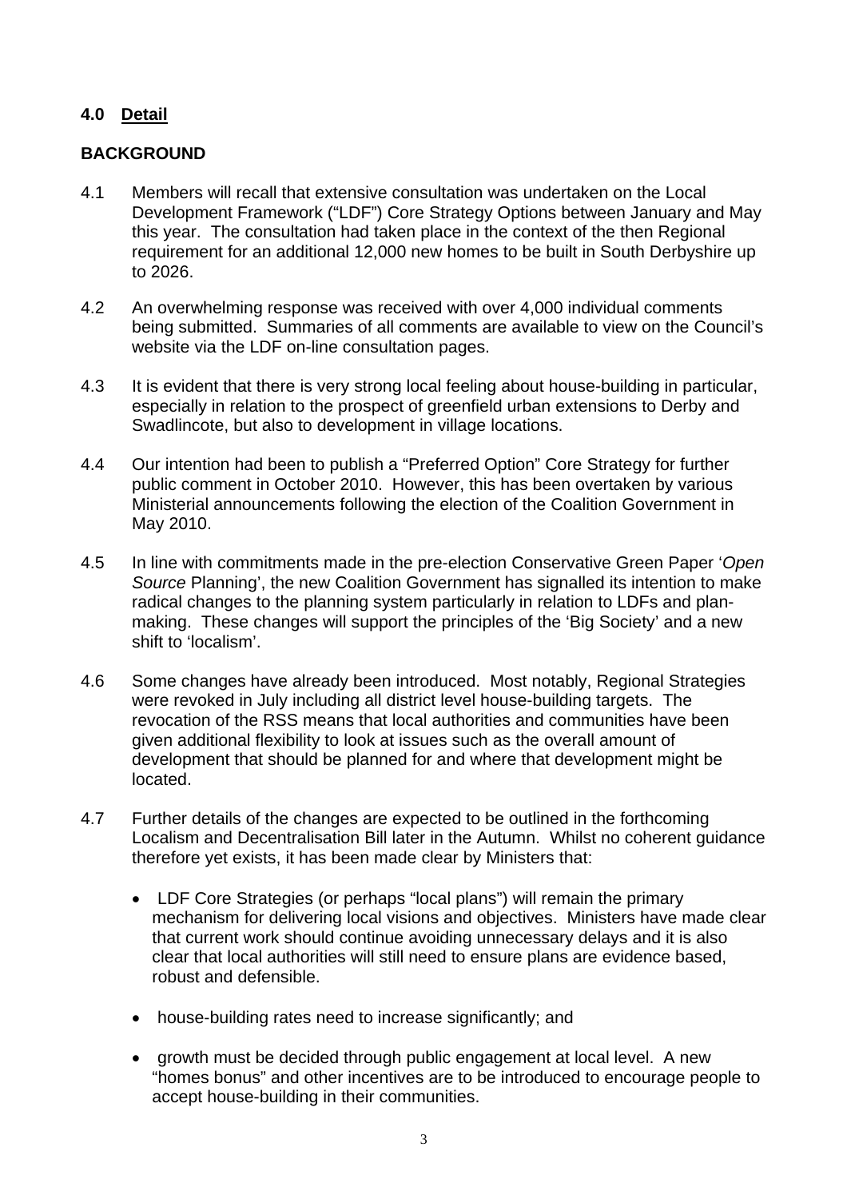## 4.0 Detail

### BACKGROUND

4.1 Members will recall that extensive consultation was undertaken on the Local Development Framework ("LDF") Core Strategy Options between January and May this year. The consultation had taken place in the context of the then Regional requirement for an additional 12,000 new homes to be built in South Derbyshire up to 2026.

4.2 An overwhelming response was received with over 4,000 individual comments being submitted. Summaries of all comments are available to view on the Council's website via the LDF on-line consultation pages.

4.3 It is evident that there is very strong local feeling about house-building in particular, especially in relation to the prospect of greenfield urban extensions to Derby and Swadlincote, but also to development in village locations.

4.4 Our intention had been to publish a "Preferred Option" Core Strategy for further public comment in October 2010. However, this has been overtaken by various Ministerial announcements following the election of the Coalition Government in May 2010.

4.5 In line with commitments made in the pre-election Conservative Green Paper '*Open Source* Planning', the new Coalition Government has signalled its intention to make radical changes to the planning system particularly in relation to LDFs and plan-making. These changes will support the principles of the 'Big Society' and a new shift to 'localism'.

4.6 Some changes have already been introduced. Most notably, Regional Strategies were revoked in July including all district level house-building targets. The revocation of the RSS means that local authorities and communities have been given additional flexibility to look at issues such as the overall amount of development that should be planned for and where that development might be located.

4.7 Further details of the changes are expected to be outlined in the forthcoming Localism and Decentralisation Bill later in the Autumn. Whilst no coherent guidance therefore yet exists, it has been made clear by Ministers that:

- LDF Core Strategies (or perhaps "local plans") will remain the primary mechanism for delivering local visions and objectives. Ministers have made clear that current work should continue avoiding unnecessary delays and it is also clear that local authorities will still need to ensure plans are evidence based, robust and defensible.

- house-building rates need to increase significantly; and

- growth must be decided through public engagement at local level. A new "homes bonus" and other incentives are to be introduced to encourage people to accept house-building in their communities.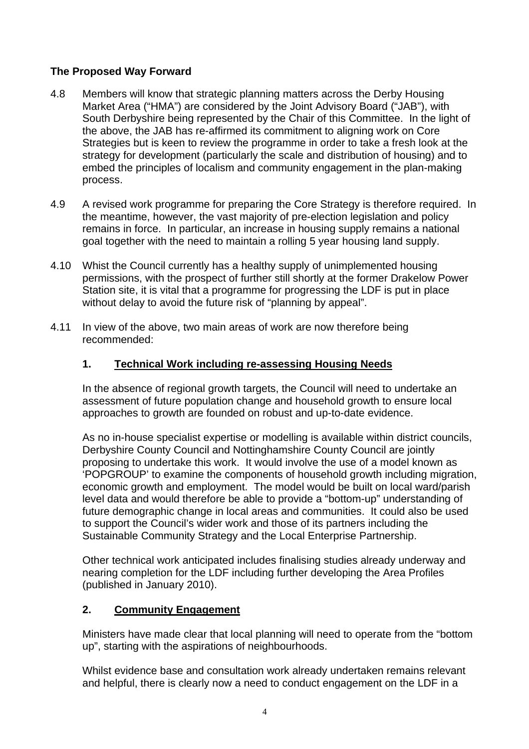## The Proposed Way Forward

4.8 Members will know that strategic planning matters across the Derby Housing Market Area ("HMA") are considered by the Joint Advisory Board ("JAB"), with South Derbyshire being represented by the Chair of this Committee. In the light of the above, the JAB has re-affirmed its commitment to aligning work on Core Strategies but is keen to review the programme in order to take a fresh look at the strategy for development (particularly the scale and distribution of housing) and to embed the principles of localism and community engagement in the plan-making process.

4.9 A revised work programme for preparing the Core Strategy is therefore required. In the meantime, however, the vast majority of pre-election legislation and policy remains in force. In particular, an increase in housing supply remains a national goal together with the need to maintain a rolling 5 year housing land supply.

4.10 Whist the Council currently has a healthy supply of unimplemented housing permissions, with the prospect of further still shortly at the former Drakelow Power Station site, it is vital that a programme for progressing the LDF is put in place without delay to avoid the future risk of "planning by appeal".

4.11 In view of the above, two main areas of work are now therefore being recommended:

### 1. Technical Work including re-assessing Housing Needs

In the absence of regional growth targets, the Council will need to undertake an assessment of future population change and household growth to ensure local approaches to growth are founded on robust and up-to-date evidence.

As no in-house specialist expertise or modelling is available within district councils, Derbyshire County Council and Nottinghamshire County Council are jointly proposing to undertake this work. It would involve the use of a model known as 'POPGROUP' to examine the components of household growth including migration, economic growth and employment. The model would be built on local ward/parish level data and would therefore be able to provide a "bottom-up" understanding of future demographic change in local areas and communities. It could also be used to support the Council's wider work and those of its partners including the Sustainable Community Strategy and the Local Enterprise Partnership.

Other technical work anticipated includes finalising studies already underway and nearing completion for the LDF including further developing the Area Profiles (published in January 2010).

### 2. Community Engagement

Ministers have made clear that local planning will need to operate from the "bottom up", starting with the aspirations of neighbourhoods.

Whilst evidence base and consultation work already undertaken remains relevant and helpful, there is clearly now a need to conduct engagement on the LDF in a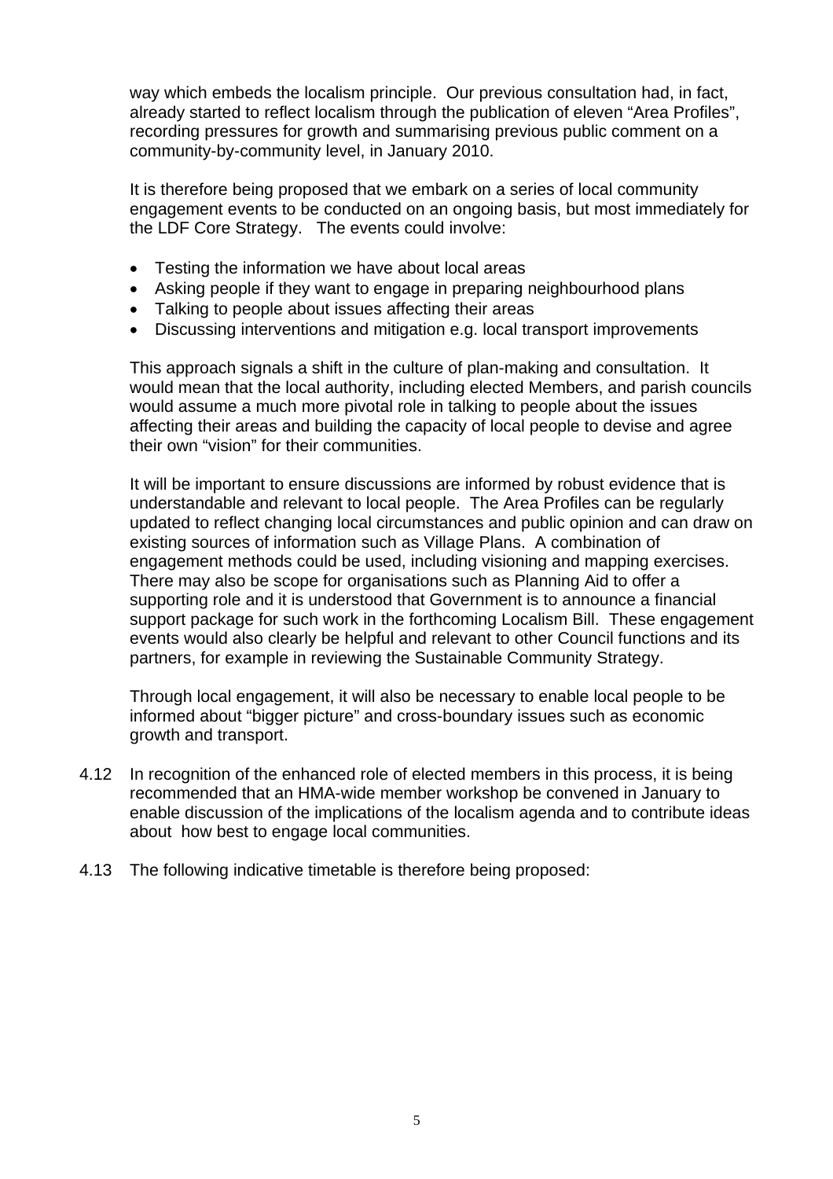way which embeds the localism principle. Our previous consultation had, in fact, already started to reflect localism through the publication of eleven "Area Profiles", recording pressures for growth and summarising previous public comment on a community-by-community level, in January 2010.

It is therefore being proposed that we embark on a series of local community engagement events to be conducted on an ongoing basis, but most immediately for the LDF Core Strategy. The events could involve:

- Testing the information we have about local areas
- Asking people if they want to engage in preparing neighbourhood plans
- Talking to people about issues affecting their areas
- Discussing interventions and mitigation e.g. local transport improvements

This approach signals a shift in the culture of plan-making and consultation. It would mean that the local authority, including elected Members, and parish councils would assume a much more pivotal role in talking to people about the issues affecting their areas and building the capacity of local people to devise and agree their own "vision" for their communities.

It will be important to ensure discussions are informed by robust evidence that is understandable and relevant to local people. The Area Profiles can be regularly updated to reflect changing local circumstances and public opinion and can draw on existing sources of information such as Village Plans. A combination of engagement methods could be used, including visioning and mapping exercises. There may also be scope for organisations such as Planning Aid to offer a supporting role and it is understood that Government is to announce a financial support package for such work in the forthcoming Localism Bill. These engagement events would also clearly be helpful and relevant to other Council functions and its partners, for example in reviewing the Sustainable Community Strategy.

Through local engagement, it will also be necessary to enable local people to be informed about "bigger picture" and cross-boundary issues such as economic growth and transport.

4.12 In recognition of the enhanced role of elected members in this process, it is being recommended that an HMA-wide member workshop be convened in January to enable discussion of the implications of the localism agenda and to contribute ideas about how best to engage local communities.

4.13 The following indicative timetable is therefore being proposed: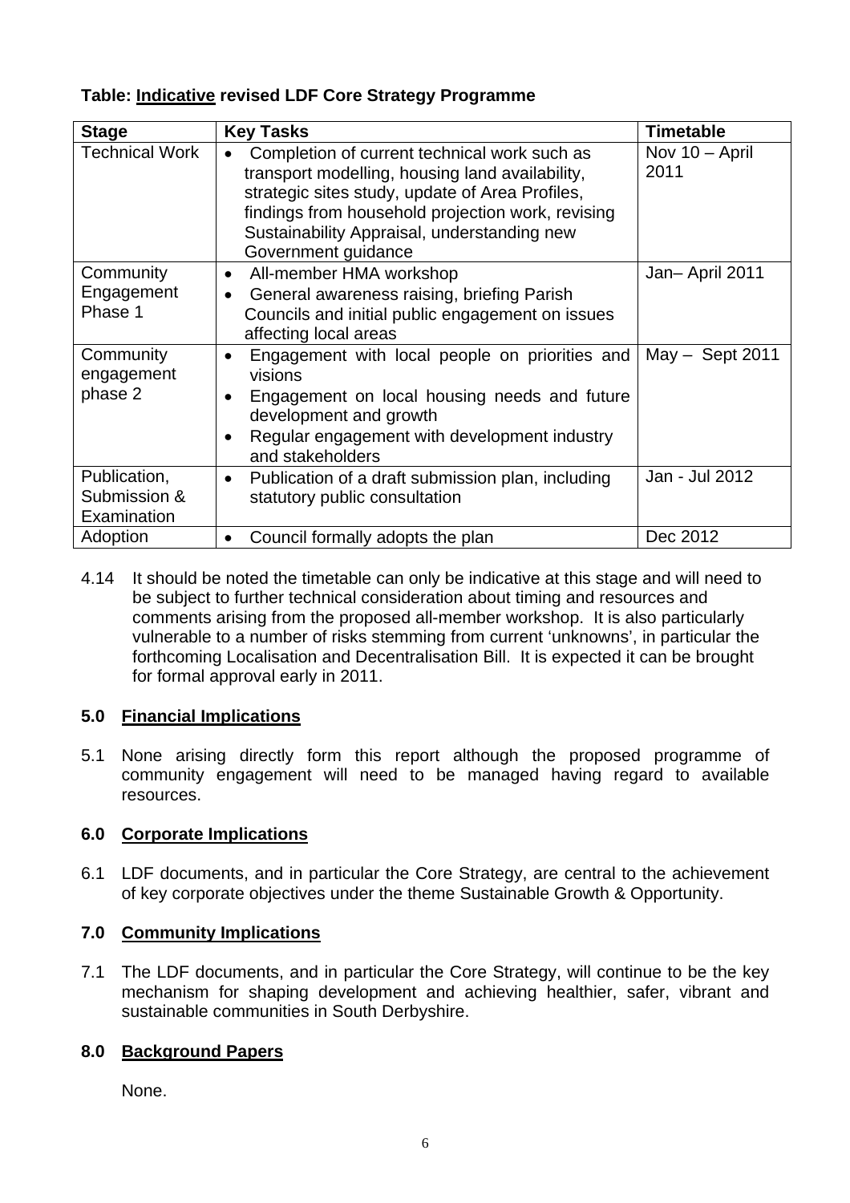**Table: <u>Indicative</u> revised LDF Core Strategy Programme**

| Stage | Key Tasks | Timetable |
|---|---|---|
| Technical Work | • Completion of current technical work such as transport modelling, housing land availability, strategic sites study, update of Area Profiles, findings from household projection work, revising Sustainability Appraisal, understanding new Government guidance | Nov 10 – April 2011 |
| Community Engagement Phase 1 | • All-member HMA workshop<br>• General awareness raising, briefing Parish Councils and initial public engagement on issues affecting local areas | Jan– April 2011 |
| Community engagement phase 2 | • Engagement with local people on priorities and visions<br>• Engagement on local housing needs and future development and growth<br>• Regular engagement with development industry and stakeholders | May – Sept 2011 |
| Publication, Submission & Examination | • Publication of a draft submission plan, including statutory public consultation | Jan - Jul 2012 |
| Adoption | • Council formally adopts the plan | Dec 2012 |

4.14 It should be noted the timetable can only be indicative at this stage and will need to be subject to further technical consideration about timing and resources and comments arising from the proposed all-member workshop. It is also particularly vulnerable to a number of risks stemming from current 'unknowns', in particular the forthcoming Localisation and Decentralisation Bill. It is expected it can be brought for formal approval early in 2011.

## 5.0 <u>Financial Implications</u>

5.1 None arising directly form this report although the proposed programme of community engagement will need to be managed having regard to available resources.

## 6.0 <u>Corporate Implications</u>

6.1 LDF documents, and in particular the Core Strategy, are central to the achievement of key corporate objectives under the theme Sustainable Growth & Opportunity.

## 7.0 <u>Community Implications</u>

7.1 The LDF documents, and in particular the Core Strategy, will continue to be the key mechanism for shaping development and achieving healthier, safer, vibrant and sustainable communities in South Derbyshire.

## 8.0 <u>Background Papers</u>

None.